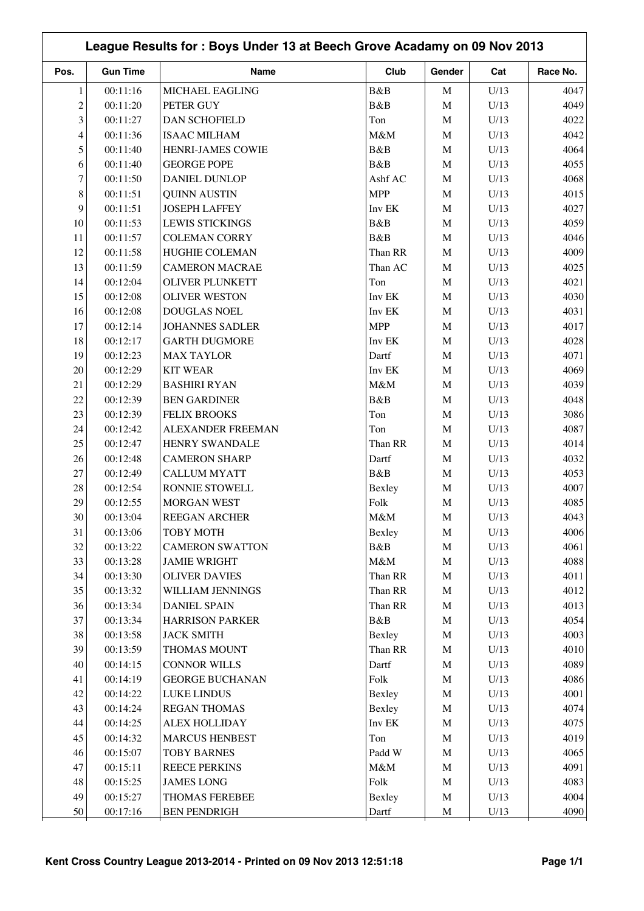# League Results for : Boys Under 13 at Beech Grove Acadamy on 09 Nov 2013

| Pos. | Gun Time | Name | Club | Gender | Cat | Race No. |
|---|---|---|---|---|---|---|
| 1 | 00:11:16 | MICHAEL EAGLING | B&B | M | U/13 | 4047 |
| 2 | 00:11:20 | PETER GUY | B&B | M | U/13 | 4049 |
| 3 | 00:11:27 | DAN SCHOFIELD | Ton | M | U/13 | 4022 |
| 4 | 00:11:36 | ISAAC MILHAM | M&M | M | U/13 | 4042 |
| 5 | 00:11:40 | HENRI-JAMES COWIE | B&B | M | U/13 | 4064 |
| 6 | 00:11:40 | GEORGE POPE | B&B | M | U/13 | 4055 |
| 7 | 00:11:50 | DANIEL DUNLOP | Ashf AC | M | U/13 | 4068 |
| 8 | 00:11:51 | QUINN AUSTIN | MPP | M | U/13 | 4015 |
| 9 | 00:11:51 | JOSEPH LAFFEY | Inv EK | M | U/13 | 4027 |
| 10 | 00:11:53 | LEWIS STICKINGS | B&B | M | U/13 | 4059 |
| 11 | 00:11:57 | COLEMAN CORRY | B&B | M | U/13 | 4046 |
| 12 | 00:11:58 | HUGHIE COLEMAN | Than RR | M | U/13 | 4009 |
| 13 | 00:11:59 | CAMERON MACRAE | Than AC | M | U/13 | 4025 |
| 14 | 00:12:04 | OLIVER PLUNKETT | Ton | M | U/13 | 4021 |
| 15 | 00:12:08 | OLIVER WESTON | Inv EK | M | U/13 | 4030 |
| 16 | 00:12:08 | DOUGLAS NOEL | Inv EK | M | U/13 | 4031 |
| 17 | 00:12:14 | JOHANNES SADLER | MPP | M | U/13 | 4017 |
| 18 | 00:12:17 | GARTH DUGMORE | Inv EK | M | U/13 | 4028 |
| 19 | 00:12:23 | MAX TAYLOR | Dartf | M | U/13 | 4071 |
| 20 | 00:12:29 | KIT WEAR | Inv EK | M | U/13 | 4069 |
| 21 | 00:12:29 | BASHIRI RYAN | M&M | M | U/13 | 4039 |
| 22 | 00:12:39 | BEN GARDINER | B&B | M | U/13 | 4048 |
| 23 | 00:12:39 | FELIX BROOKS | Ton | M | U/13 | 3086 |
| 24 | 00:12:42 | ALEXANDER FREEMAN | Ton | M | U/13 | 4087 |
| 25 | 00:12:47 | HENRY SWANDALE | Than RR | M | U/13 | 4014 |
| 26 | 00:12:48 | CAMERON SHARP | Dartf | M | U/13 | 4032 |
| 27 | 00:12:49 | CALLUM MYATT | B&B | M | U/13 | 4053 |
| 28 | 00:12:54 | RONNIE STOWELL | Bexley | M | U/13 | 4007 |
| 29 | 00:12:55 | MORGAN WEST | Folk | M | U/13 | 4085 |
| 30 | 00:13:04 | REEGAN ARCHER | M&M | M | U/13 | 4043 |
| 31 | 00:13:06 | TOBY MOTH | Bexley | M | U/13 | 4006 |
| 32 | 00:13:22 | CAMERON SWATTON | B&B | M | U/13 | 4061 |
| 33 | 00:13:28 | JAMIE WRIGHT | M&M | M | U/13 | 4088 |
| 34 | 00:13:30 | OLIVER DAVIES | Than RR | M | U/13 | 4011 |
| 35 | 00:13:32 | WILLIAM JENNINGS | Than RR | M | U/13 | 4012 |
| 36 | 00:13:34 | DANIEL SPAIN | Than RR | M | U/13 | 4013 |
| 37 | 00:13:34 | HARRISON PARKER | B&B | M | U/13 | 4054 |
| 38 | 00:13:58 | JACK SMITH | Bexley | M | U/13 | 4003 |
| 39 | 00:13:59 | THOMAS MOUNT | Than RR | M | U/13 | 4010 |
| 40 | 00:14:15 | CONNOR WILLS | Dartf | M | U/13 | 4089 |
| 41 | 00:14:19 | GEORGE BUCHANAN | Folk | M | U/13 | 4086 |
| 42 | 00:14:22 | LUKE LINDUS | Bexley | M | U/13 | 4001 |
| 43 | 00:14:24 | REGAN THOMAS | Bexley | M | U/13 | 4074 |
| 44 | 00:14:25 | ALEX HOLLIDAY | Inv EK | M | U/13 | 4075 |
| 45 | 00:14:32 | MARCUS HENBEST | Ton | M | U/13 | 4019 |
| 46 | 00:15:07 | TOBY BARNES | Padd W | M | U/13 | 4065 |
| 47 | 00:15:11 | REECE PERKINS | M&M | M | U/13 | 4091 |
| 48 | 00:15:25 | JAMES LONG | Folk | M | U/13 | 4083 |
| 49 | 00:15:27 | THOMAS FEREBEE | Bexley | M | U/13 | 4004 |
| 50 | 00:17:16 | BEN PENDRIGH | Dartf | M | U/13 | 4090 |

Kent Cross Country League 2013-2014 - Printed on 09 Nov 2013 12:51:18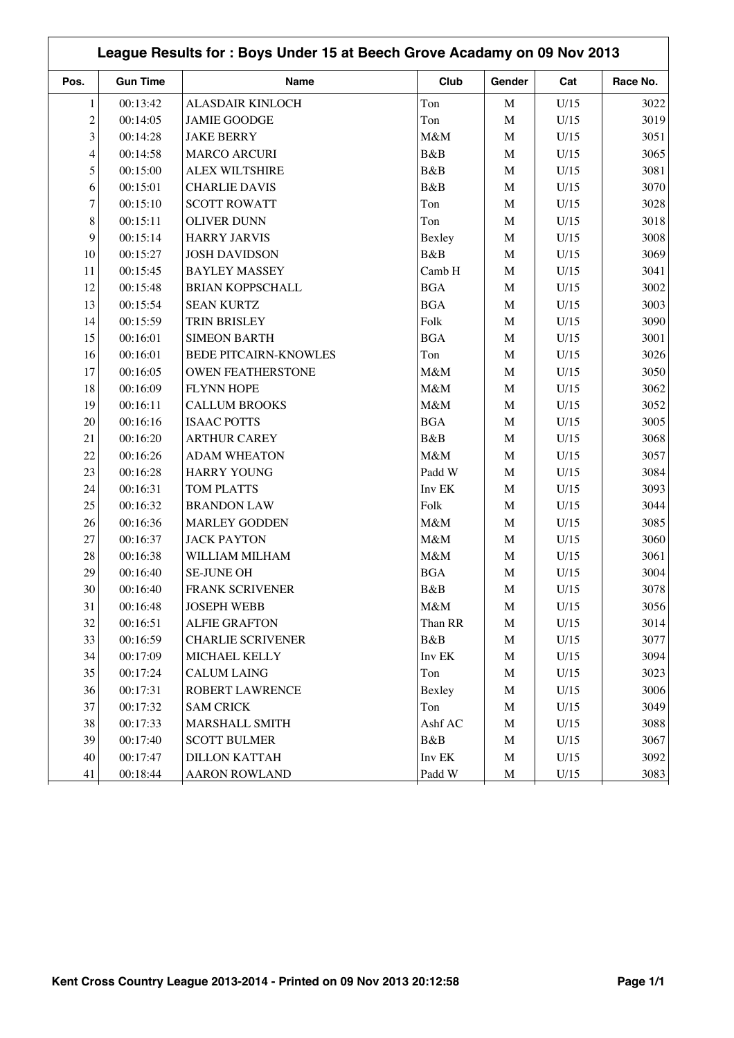## League Results for : Boys Under 15 at Beech Grove Acadamy on 09 Nov 2013

| Pos. | Gun Time | Name | Club | Gender | Cat | Race No. |
|---|---|---|---|---|---|---|
| 1 | 00:13:42 | ALASDAIR KINLOCH | Ton | M | U/15 | 3022 |
| 2 | 00:14:05 | JAMIE GOODGE | Ton | M | U/15 | 3019 |
| 3 | 00:14:28 | JAKE BERRY | M&M | M | U/15 | 3051 |
| 4 | 00:14:58 | MARCO ARCURI | B&B | M | U/15 | 3065 |
| 5 | 00:15:00 | ALEX WILTSHIRE | B&B | M | U/15 | 3081 |
| 6 | 00:15:01 | CHARLIE DAVIS | B&B | M | U/15 | 3070 |
| 7 | 00:15:10 | SCOTT ROWATT | Ton | M | U/15 | 3028 |
| 8 | 00:15:11 | OLIVER DUNN | Ton | M | U/15 | 3018 |
| 9 | 00:15:14 | HARRY JARVIS | Bexley | M | U/15 | 3008 |
| 10 | 00:15:27 | JOSH DAVIDSON | B&B | M | U/15 | 3069 |
| 11 | 00:15:45 | BAYLEY MASSEY | Camb H | M | U/15 | 3041 |
| 12 | 00:15:48 | BRIAN KOPPSCHALL | BGA | M | U/15 | 3002 |
| 13 | 00:15:54 | SEAN KURTZ | BGA | M | U/15 | 3003 |
| 14 | 00:15:59 | TRIN BRISLEY | Folk | M | U/15 | 3090 |
| 15 | 00:16:01 | SIMEON BARTH | BGA | M | U/15 | 3001 |
| 16 | 00:16:01 | BEDE PITCAIRN-KNOWLES | Ton | M | U/15 | 3026 |
| 17 | 00:16:05 | OWEN FEATHERSTONE | M&M | M | U/15 | 3050 |
| 18 | 00:16:09 | FLYNN HOPE | M&M | M | U/15 | 3062 |
| 19 | 00:16:11 | CALLUM BROOKS | M&M | M | U/15 | 3052 |
| 20 | 00:16:16 | ISAAC POTTS | BGA | M | U/15 | 3005 |
| 21 | 00:16:20 | ARTHUR CAREY | B&B | M | U/15 | 3068 |
| 22 | 00:16:26 | ADAM WHEATON | M&M | M | U/15 | 3057 |
| 23 | 00:16:28 | HARRY YOUNG | Padd W | M | U/15 | 3084 |
| 24 | 00:16:31 | TOM PLATTS | Inv EK | M | U/15 | 3093 |
| 25 | 00:16:32 | BRANDON LAW | Folk | M | U/15 | 3044 |
| 26 | 00:16:36 | MARLEY GODDEN | M&M | M | U/15 | 3085 |
| 27 | 00:16:37 | JACK PAYTON | M&M | M | U/15 | 3060 |
| 28 | 00:16:38 | WILLIAM MILHAM | M&M | M | U/15 | 3061 |
| 29 | 00:16:40 | SE-JUNE OH | BGA | M | U/15 | 3004 |
| 30 | 00:16:40 | FRANK SCRIVENER | B&B | M | U/15 | 3078 |
| 31 | 00:16:48 | JOSEPH WEBB | M&M | M | U/15 | 3056 |
| 32 | 00:16:51 | ALFIE GRAFTON | Than RR | M | U/15 | 3014 |
| 33 | 00:16:59 | CHARLIE SCRIVENER | B&B | M | U/15 | 3077 |
| 34 | 00:17:09 | MICHAEL KELLY | Inv EK | M | U/15 | 3094 |
| 35 | 00:17:24 | CALUM LAING | Ton | M | U/15 | 3023 |
| 36 | 00:17:31 | ROBERT LAWRENCE | Bexley | M | U/15 | 3006 |
| 37 | 00:17:32 | SAM CRICK | Ton | M | U/15 | 3049 |
| 38 | 00:17:33 | MARSHALL SMITH | Ashf AC | M | U/15 | 3088 |
| 39 | 00:17:40 | SCOTT BULMER | B&B | M | U/15 | 3067 |
| 40 | 00:17:47 | DILLON KATTAH | Inv EK | M | U/15 | 3092 |
| 41 | 00:18:44 | AARON ROWLAND | Padd W | M | U/15 | 3083 |

**Kent Cross Country League 2013-2014 - Printed on 09 Nov 2013 20:12:58**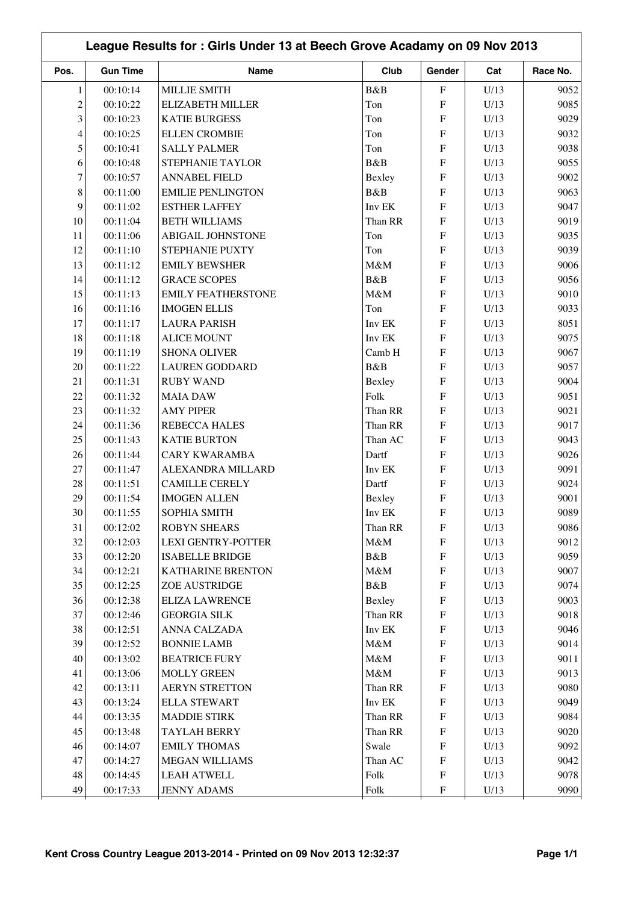# League Results for : Girls Under 13 at Beech Grove Acadamy on 09 Nov 2013

| Pos. | Gun Time | Name | Club | Gender | Cat | Race No. |
|---|---|---|---|---|---|---|
| 1 | 00:10:14 | MILLIE SMITH | B&B | F | U/13 | 9052 |
| 2 | 00:10:22 | ELIZABETH MILLER | Ton | F | U/13 | 9085 |
| 3 | 00:10:23 | KATIE BURGESS | Ton | F | U/13 | 9029 |
| 4 | 00:10:25 | ELLEN CROMBIE | Ton | F | U/13 | 9032 |
| 5 | 00:10:41 | SALLY PALMER | Ton | F | U/13 | 9038 |
| 6 | 00:10:48 | STEPHANIE TAYLOR | B&B | F | U/13 | 9055 |
| 7 | 00:10:57 | ANNABEL FIELD | Bexley | F | U/13 | 9002 |
| 8 | 00:11:00 | EMILIE PENLINGTON | B&B | F | U/13 | 9063 |
| 9 | 00:11:02 | ESTHER LAFFEY | Inv EK | F | U/13 | 9047 |
| 10 | 00:11:04 | BETH WILLIAMS | Than RR | F | U/13 | 9019 |
| 11 | 00:11:06 | ABIGAIL JOHNSTONE | Ton | F | U/13 | 9035 |
| 12 | 00:11:10 | STEPHANIE PUXTY | Ton | F | U/13 | 9039 |
| 13 | 00:11:12 | EMILY BEWSHER | M&M | F | U/13 | 9006 |
| 14 | 00:11:12 | GRACE SCOPES | B&B | F | U/13 | 9056 |
| 15 | 00:11:13 | EMILY FEATHERSTONE | M&M | F | U/13 | 9010 |
| 16 | 00:11:16 | IMOGEN ELLIS | Ton | F | U/13 | 9033 |
| 17 | 00:11:17 | LAURA PARISH | Inv EK | F | U/13 | 8051 |
| 18 | 00:11:18 | ALICE MOUNT | Inv EK | F | U/13 | 9075 |
| 19 | 00:11:19 | SHONA OLIVER | Camb H | F | U/13 | 9067 |
| 20 | 00:11:22 | LAUREN GODDARD | B&B | F | U/13 | 9057 |
| 21 | 00:11:31 | RUBY WAND | Bexley | F | U/13 | 9004 |
| 22 | 00:11:32 | MAIA DAW | Folk | F | U/13 | 9051 |
| 23 | 00:11:32 | AMY PIPER | Than RR | F | U/13 | 9021 |
| 24 | 00:11:36 | REBECCA HALES | Than RR | F | U/13 | 9017 |
| 25 | 00:11:43 | KATIE BURTON | Than AC | F | U/13 | 9043 |
| 26 | 00:11:44 | CARY KWARAMBA | Dartf | F | U/13 | 9026 |
| 27 | 00:11:47 | ALEXANDRA MILLARD | Inv EK | F | U/13 | 9091 |
| 28 | 00:11:51 | CAMILLE CERELY | Dartf | F | U/13 | 9024 |
| 29 | 00:11:54 | IMOGEN ALLEN | Bexley | F | U/13 | 9001 |
| 30 | 00:11:55 | SOPHIA SMITH | Inv EK | F | U/13 | 9089 |
| 31 | 00:12:02 | ROBYN SHEARS | Than RR | F | U/13 | 9086 |
| 32 | 00:12:03 | LEXI GENTRY-POTTER | M&M | F | U/13 | 9012 |
| 33 | 00:12:20 | ISABELLE BRIDGE | B&B | F | U/13 | 9059 |
| 34 | 00:12:21 | KATHARINE BRENTON | M&M | F | U/13 | 9007 |
| 35 | 00:12:25 | ZOE AUSTRIDGE | B&B | F | U/13 | 9074 |
| 36 | 00:12:38 | ELIZA LAWRENCE | Bexley | F | U/13 | 9003 |
| 37 | 00:12:46 | GEORGIA SILK | Than RR | F | U/13 | 9018 |
| 38 | 00:12:51 | ANNA CALZADA | Inv EK | F | U/13 | 9046 |
| 39 | 00:12:52 | BONNIE LAMB | M&M | F | U/13 | 9014 |
| 40 | 00:13:02 | BEATRICE FURY | M&M | F | U/13 | 9011 |
| 41 | 00:13:06 | MOLLY GREEN | M&M | F | U/13 | 9013 |
| 42 | 00:13:11 | AERYN STRETTON | Than RR | F | U/13 | 9080 |
| 43 | 00:13:24 | ELLA STEWART | Inv EK | F | U/13 | 9049 |
| 44 | 00:13:35 | MADDIE STIRK | Than RR | F | U/13 | 9084 |
| 45 | 00:13:48 | TAYLAH BERRY | Than RR | F | U/13 | 9020 |
| 46 | 00:14:07 | EMILY THOMAS | Swale | F | U/13 | 9092 |
| 47 | 00:14:27 | MEGAN WILLIAMS | Than AC | F | U/13 | 9042 |
| 48 | 00:14:45 | LEAH ATWELL | Folk | F | U/13 | 9078 |
| 49 | 00:17:33 | JENNY ADAMS | Folk | F | U/13 | 9090 |

Kent Cross Country League 2013-2014 - Printed on 09 Nov 2013 12:32:37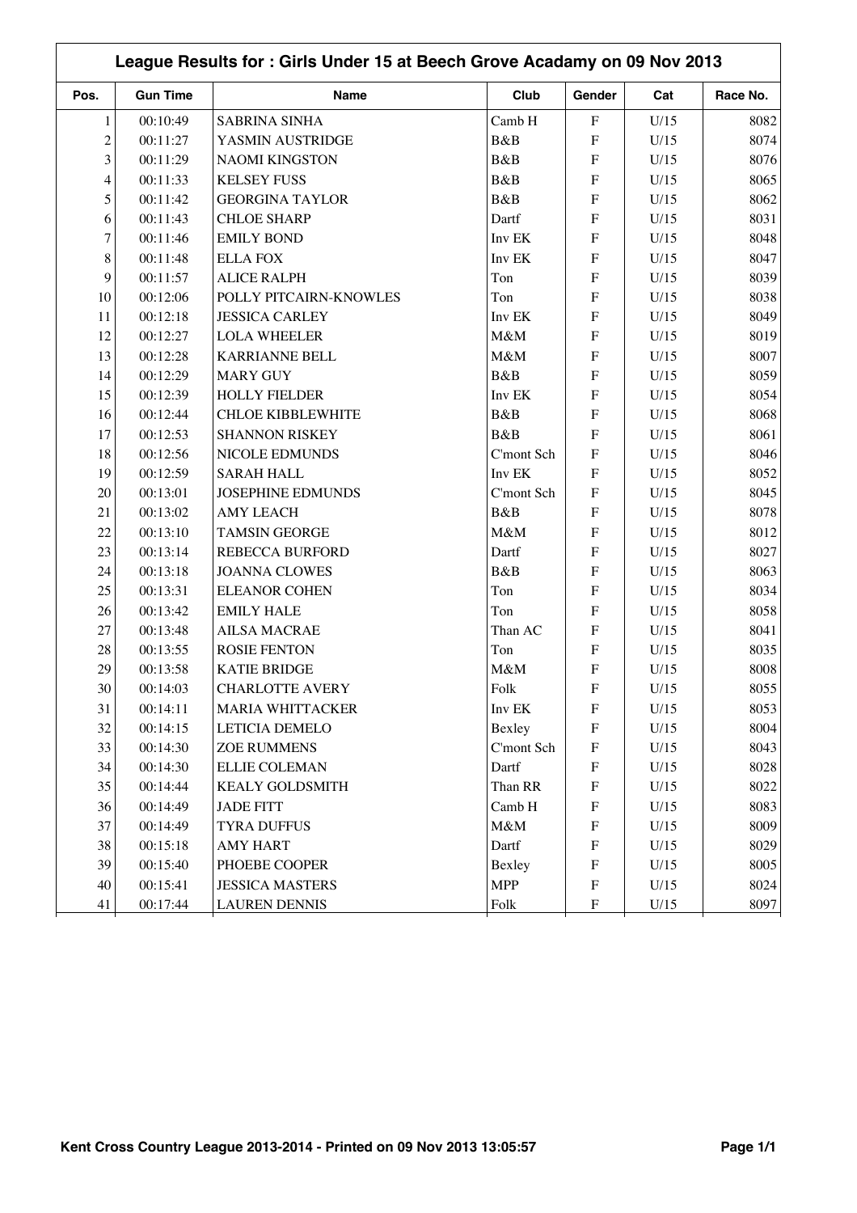# League Results for : Girls Under 15 at Beech Grove Acadamy on 09 Nov 2013

| Pos. | Gun Time | Name | Club | Gender | Cat | Race No. |
|---|---|---|---|---|---|---|
| 1 | 00:10:49 | SABRINA SINHA | Camb H | F | U/15 | 8082 |
| 2 | 00:11:27 | YASMIN AUSTRIDGE | B&B | F | U/15 | 8074 |
| 3 | 00:11:29 | NAOMI KINGSTON | B&B | F | U/15 | 8076 |
| 4 | 00:11:33 | KELSEY FUSS | B&B | F | U/15 | 8065 |
| 5 | 00:11:42 | GEORGINA TAYLOR | B&B | F | U/15 | 8062 |
| 6 | 00:11:43 | CHLOE SHARP | Dartf | F | U/15 | 8031 |
| 7 | 00:11:46 | EMILY BOND | Inv EK | F | U/15 | 8048 |
| 8 | 00:11:48 | ELLA FOX | Inv EK | F | U/15 | 8047 |
| 9 | 00:11:57 | ALICE RALPH | Ton | F | U/15 | 8039 |
| 10 | 00:12:06 | POLLY PITCAIRN-KNOWLES | Ton | F | U/15 | 8038 |
| 11 | 00:12:18 | JESSICA CARLEY | Inv EK | F | U/15 | 8049 |
| 12 | 00:12:27 | LOLA WHEELER | M&M | F | U/15 | 8019 |
| 13 | 00:12:28 | KARRIANNE BELL | M&M | F | U/15 | 8007 |
| 14 | 00:12:29 | MARY GUY | B&B | F | U/15 | 8059 |
| 15 | 00:12:39 | HOLLY FIELDER | Inv EK | F | U/15 | 8054 |
| 16 | 00:12:44 | CHLOE KIBBLEWHITE | B&B | F | U/15 | 8068 |
| 17 | 00:12:53 | SHANNON RISKEY | B&B | F | U/15 | 8061 |
| 18 | 00:12:56 | NICOLE EDMUNDS | C'mont Sch | F | U/15 | 8046 |
| 19 | 00:12:59 | SARAH HALL | Inv EK | F | U/15 | 8052 |
| 20 | 00:13:01 | JOSEPHINE EDMUNDS | C'mont Sch | F | U/15 | 8045 |
| 21 | 00:13:02 | AMY LEACH | B&B | F | U/15 | 8078 |
| 22 | 00:13:10 | TAMSIN GEORGE | M&M | F | U/15 | 8012 |
| 23 | 00:13:14 | REBECCA BURFORD | Dartf | F | U/15 | 8027 |
| 24 | 00:13:18 | JOANNA CLOWES | B&B | F | U/15 | 8063 |
| 25 | 00:13:31 | ELEANOR COHEN | Ton | F | U/15 | 8034 |
| 26 | 00:13:42 | EMILY HALE | Ton | F | U/15 | 8058 |
| 27 | 00:13:48 | AILSA MACRAE | Than AC | F | U/15 | 8041 |
| 28 | 00:13:55 | ROSIE FENTON | Ton | F | U/15 | 8035 |
| 29 | 00:13:58 | KATIE BRIDGE | M&M | F | U/15 | 8008 |
| 30 | 00:14:03 | CHARLOTTE AVERY | Folk | F | U/15 | 8055 |
| 31 | 00:14:11 | MARIA WHITTACKER | Inv EK | F | U/15 | 8053 |
| 32 | 00:14:15 | LETICIA DEMELO | Bexley | F | U/15 | 8004 |
| 33 | 00:14:30 | ZOE RUMMENS | C'mont Sch | F | U/15 | 8043 |
| 34 | 00:14:30 | ELLIE COLEMAN | Dartf | F | U/15 | 8028 |
| 35 | 00:14:44 | KEALY GOLDSMITH | Than RR | F | U/15 | 8022 |
| 36 | 00:14:49 | JADE FITT | Camb H | F | U/15 | 8083 |
| 37 | 00:14:49 | TYRA DUFFUS | M&M | F | U/15 | 8009 |
| 38 | 00:15:18 | AMY HART | Dartf | F | U/15 | 8029 |
| 39 | 00:15:40 | PHOEBE COOPER | Bexley | F | U/15 | 8005 |
| 40 | 00:15:41 | JESSICA MASTERS | MPP | F | U/15 | 8024 |
| 41 | 00:17:44 | LAUREN DENNIS | Folk | F | U/15 | 8097 |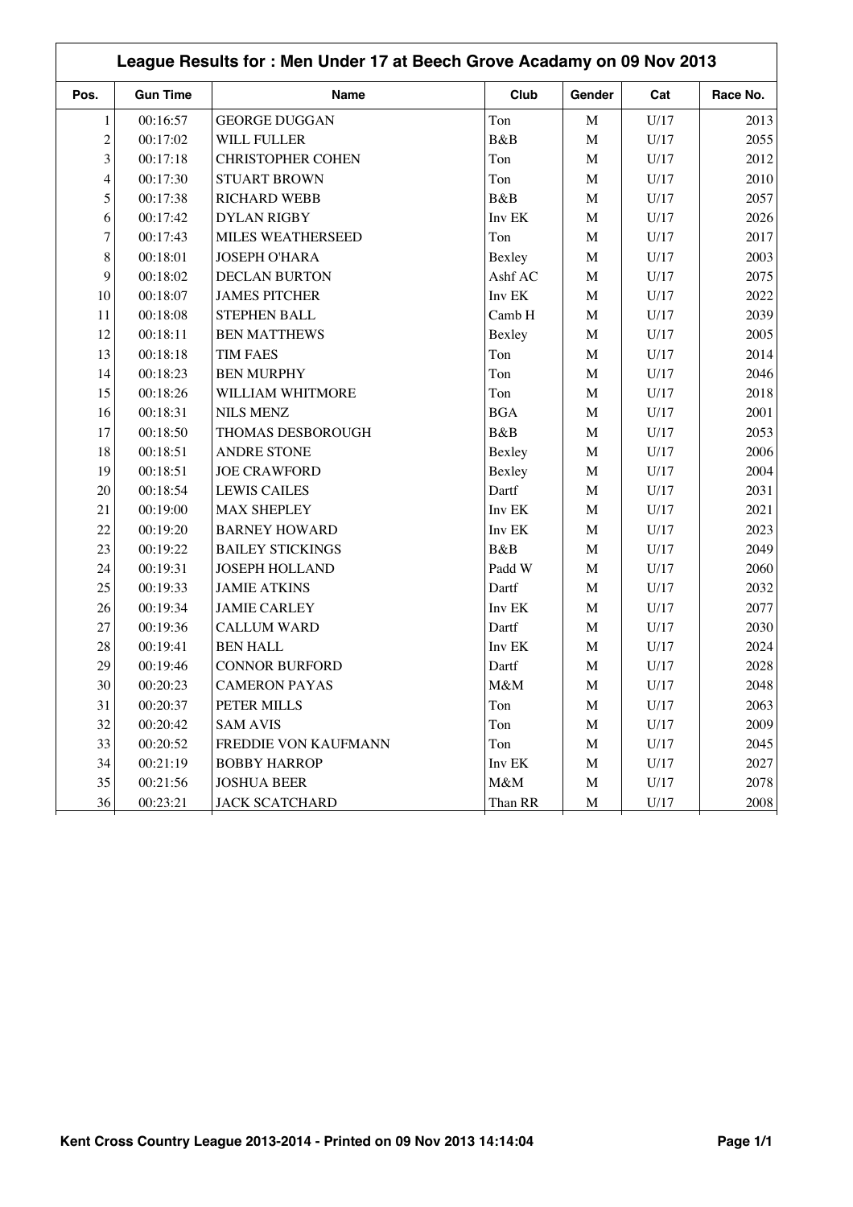## League Results for : Men Under 17 at Beech Grove Acadamy on 09 Nov 2013

| Pos. | Gun Time | Name | Club | Gender | Cat | Race No. |
|---|---|---|---|---|---|---|
| 1 | 00:16:57 | GEORGE DUGGAN | Ton | M | U/17 | 2013 |
| 2 | 00:17:02 | WILL FULLER | B&B | M | U/17 | 2055 |
| 3 | 00:17:18 | CHRISTOPHER COHEN | Ton | M | U/17 | 2012 |
| 4 | 00:17:30 | STUART BROWN | Ton | M | U/17 | 2010 |
| 5 | 00:17:38 | RICHARD WEBB | B&B | M | U/17 | 2057 |
| 6 | 00:17:42 | DYLAN RIGBY | Inv EK | M | U/17 | 2026 |
| 7 | 00:17:43 | MILES WEATHERSEED | Ton | M | U/17 | 2017 |
| 8 | 00:18:01 | JOSEPH O'HARA | Bexley | M | U/17 | 2003 |
| 9 | 00:18:02 | DECLAN BURTON | Ashf AC | M | U/17 | 2075 |
| 10 | 00:18:07 | JAMES PITCHER | Inv EK | M | U/17 | 2022 |
| 11 | 00:18:08 | STEPHEN BALL | Camb H | M | U/17 | 2039 |
| 12 | 00:18:11 | BEN MATTHEWS | Bexley | M | U/17 | 2005 |
| 13 | 00:18:18 | TIM FAES | Ton | M | U/17 | 2014 |
| 14 | 00:18:23 | BEN MURPHY | Ton | M | U/17 | 2046 |
| 15 | 00:18:26 | WILLIAM WHITMORE | Ton | M | U/17 | 2018 |
| 16 | 00:18:31 | NILS MENZ | BGA | M | U/17 | 2001 |
| 17 | 00:18:50 | THOMAS DESBOROUGH | B&B | M | U/17 | 2053 |
| 18 | 00:18:51 | ANDRE STONE | Bexley | M | U/17 | 2006 |
| 19 | 00:18:51 | JOE CRAWFORD | Bexley | M | U/17 | 2004 |
| 20 | 00:18:54 | LEWIS CAILES | Dartf | M | U/17 | 2031 |
| 21 | 00:19:00 | MAX SHEPLEY | Inv EK | M | U/17 | 2021 |
| 22 | 00:19:20 | BARNEY HOWARD | Inv EK | M | U/17 | 2023 |
| 23 | 00:19:22 | BAILEY STICKINGS | B&B | M | U/17 | 2049 |
| 24 | 00:19:31 | JOSEPH HOLLAND | Padd W | M | U/17 | 2060 |
| 25 | 00:19:33 | JAMIE ATKINS | Dartf | M | U/17 | 2032 |
| 26 | 00:19:34 | JAMIE CARLEY | Inv EK | M | U/17 | 2077 |
| 27 | 00:19:36 | CALLUM WARD | Dartf | M | U/17 | 2030 |
| 28 | 00:19:41 | BEN HALL | Inv EK | M | U/17 | 2024 |
| 29 | 00:19:46 | CONNOR BURFORD | Dartf | M | U/17 | 2028 |
| 30 | 00:20:23 | CAMERON PAYAS | M&M | M | U/17 | 2048 |
| 31 | 00:20:37 | PETER MILLS | Ton | M | U/17 | 2063 |
| 32 | 00:20:42 | SAM AVIS | Ton | M | U/17 | 2009 |
| 33 | 00:20:52 | FREDDIE VON KAUFMANN | Ton | M | U/17 | 2045 |
| 34 | 00:21:19 | BOBBY HARROP | Inv EK | M | U/17 | 2027 |
| 35 | 00:21:56 | JOSHUA BEER | M&M | M | U/17 | 2078 |
| 36 | 00:23:21 | JACK SCATCHARD | Than RR | M | U/17 | 2008 |

**Kent Cross Country League 2013-2014 - Printed on 09 Nov 2013 14:14:04**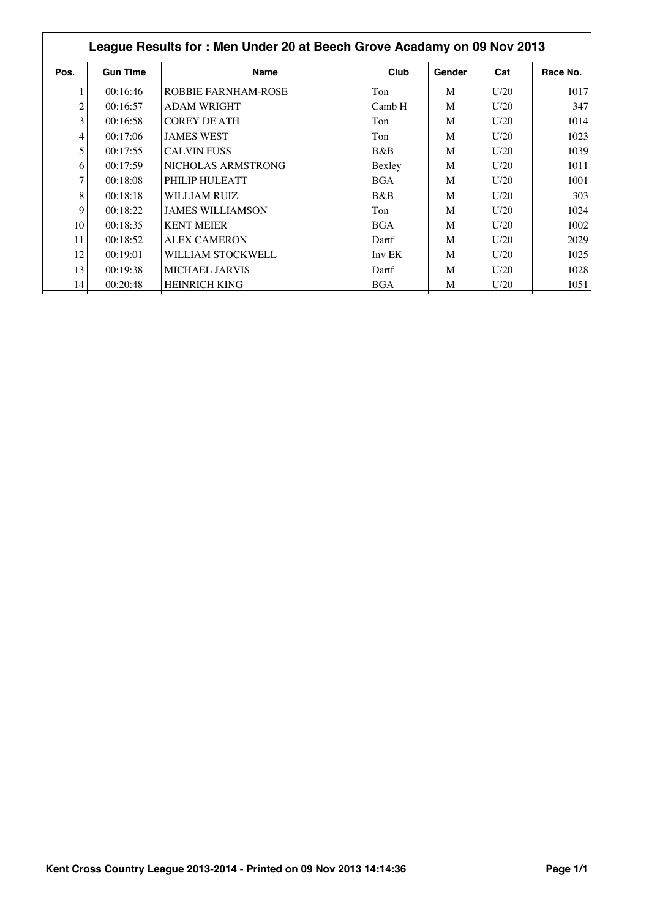## League Results for : Men Under 20 at Beech Grove Acadamy on 09 Nov 2013

| Pos. | Gun Time | Name | Club | Gender | Cat | Race No. |
|---|---|---|---|---|---|---|
| 1 | 00:16:46 | ROBBIE FARNHAM-ROSE | Ton | M | U/20 | 1017 |
| 2 | 00:16:57 | ADAM WRIGHT | Camb H | M | U/20 | 347 |
| 3 | 00:16:58 | COREY DE'ATH | Ton | M | U/20 | 1014 |
| 4 | 00:17:06 | JAMES WEST | Ton | M | U/20 | 1023 |
| 5 | 00:17:55 | CALVIN FUSS | B&B | M | U/20 | 1039 |
| 6 | 00:17:59 | NICHOLAS ARMSTRONG | Bexley | M | U/20 | 1011 |
| 7 | 00:18:08 | PHILIP HULEATT | BGA | M | U/20 | 1001 |
| 8 | 00:18:18 | WILLIAM RUIZ | B&B | M | U/20 | 303 |
| 9 | 00:18:22 | JAMES WILLIAMSON | Ton | M | U/20 | 1024 |
| 10 | 00:18:35 | KENT MEIER | BGA | M | U/20 | 1002 |
| 11 | 00:18:52 | ALEX CAMERON | Dartf | M | U/20 | 2029 |
| 12 | 00:19:01 | WILLIAM STOCKWELL | Inv EK | M | U/20 | 1025 |
| 13 | 00:19:38 | MICHAEL JARVIS | Dartf | M | U/20 | 1028 |
| 14 | 00:20:48 | HEINRICH KING | BGA | M | U/20 | 1051 |

**Kent Cross Country League 2013-2014 - Printed on 09 Nov 2013 14:14:36**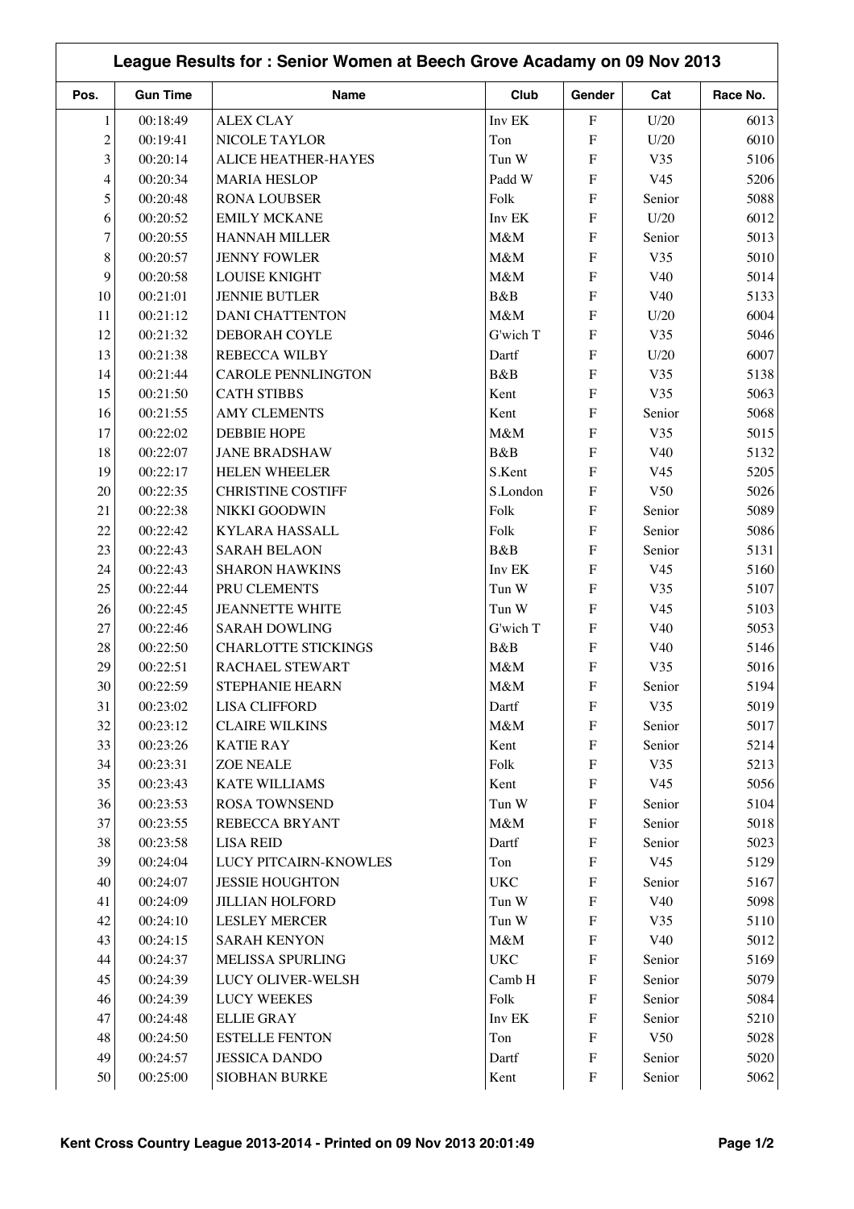## League Results for : Senior Women at Beech Grove Acadamy on 09 Nov 2013

| Pos. | Gun Time | Name | Club | Gender | Cat | Race No. |
|---|---|---|---|---|---|---|
| 1 | 00:18:49 | ALEX CLAY | Inv EK | F | U/20 | 6013 |
| 2 | 00:19:41 | NICOLE TAYLOR | Ton | F | U/20 | 6010 |
| 3 | 00:20:14 | ALICE HEATHER-HAYES | Tun W | F | V35 | 5106 |
| 4 | 00:20:34 | MARIA HESLOP | Padd W | F | V45 | 5206 |
| 5 | 00:20:48 | RONA LOUBSER | Folk | F | Senior | 5088 |
| 6 | 00:20:52 | EMILY MCKANE | Inv EK | F | U/20 | 6012 |
| 7 | 00:20:55 | HANNAH MILLER | M&M | F | Senior | 5013 |
| 8 | 00:20:57 | JENNY FOWLER | M&M | F | V35 | 5010 |
| 9 | 00:20:58 | LOUISE KNIGHT | M&M | F | V40 | 5014 |
| 10 | 00:21:01 | JENNIE BUTLER | B&B | F | V40 | 5133 |
| 11 | 00:21:12 | DANI CHATTENTON | M&M | F | U/20 | 6004 |
| 12 | 00:21:32 | DEBORAH COYLE | G'wich T | F | V35 | 5046 |
| 13 | 00:21:38 | REBECCA WILBY | Dartf | F | U/20 | 6007 |
| 14 | 00:21:44 | CAROLE PENNLINGTON | B&B | F | V35 | 5138 |
| 15 | 00:21:50 | CATH STIBBS | Kent | F | V35 | 5063 |
| 16 | 00:21:55 | AMY CLEMENTS | Kent | F | Senior | 5068 |
| 17 | 00:22:02 | DEBBIE HOPE | M&M | F | V35 | 5015 |
| 18 | 00:22:07 | JANE BRADSHAW | B&B | F | V40 | 5132 |
| 19 | 00:22:17 | HELEN WHEELER | S.Kent | F | V45 | 5205 |
| 20 | 00:22:35 | CHRISTINE COSTIFF | S.London | F | V50 | 5026 |
| 21 | 00:22:38 | NIKKI GOODWIN | Folk | F | Senior | 5089 |
| 22 | 00:22:42 | KYLARA HASSALL | Folk | F | Senior | 5086 |
| 23 | 00:22:43 | SARAH BELAON | B&B | F | Senior | 5131 |
| 24 | 00:22:43 | SHARON HAWKINS | Inv EK | F | V45 | 5160 |
| 25 | 00:22:44 | PRU CLEMENTS | Tun W | F | V35 | 5107 |
| 26 | 00:22:45 | JEANNETTE WHITE | Tun W | F | V45 | 5103 |
| 27 | 00:22:46 | SARAH DOWLING | G'wich T | F | V40 | 5053 |
| 28 | 00:22:50 | CHARLOTTE STICKINGS | B&B | F | V40 | 5146 |
| 29 | 00:22:51 | RACHAEL STEWART | M&M | F | V35 | 5016 |
| 30 | 00:22:59 | STEPHANIE HEARN | M&M | F | Senior | 5194 |
| 31 | 00:23:02 | LISA CLIFFORD | Dartf | F | V35 | 5019 |
| 32 | 00:23:12 | CLAIRE WILKINS | M&M | F | Senior | 5017 |
| 33 | 00:23:26 | KATIE RAY | Kent | F | Senior | 5214 |
| 34 | 00:23:31 | ZOE NEALE | Folk | F | V35 | 5213 |
| 35 | 00:23:43 | KATE WILLIAMS | Kent | F | V45 | 5056 |
| 36 | 00:23:53 | ROSA TOWNSEND | Tun W | F | Senior | 5104 |
| 37 | 00:23:55 | REBECCA BRYANT | M&M | F | Senior | 5018 |
| 38 | 00:23:58 | LISA REID | Dartf | F | Senior | 5023 |
| 39 | 00:24:04 | LUCY PITCAIRN-KNOWLES | Ton | F | V45 | 5129 |
| 40 | 00:24:07 | JESSIE HOUGHTON | UKC | F | Senior | 5167 |
| 41 | 00:24:09 | JILLIAN HOLFORD | Tun W | F | V40 | 5098 |
| 42 | 00:24:10 | LESLEY MERCER | Tun W | F | V35 | 5110 |
| 43 | 00:24:15 | SARAH KENYON | M&M | F | V40 | 5012 |
| 44 | 00:24:37 | MELISSA SPURLING | UKC | F | Senior | 5169 |
| 45 | 00:24:39 | LUCY OLIVER-WELSH | Camb H | F | Senior | 5079 |
| 46 | 00:24:39 | LUCY WEEKES | Folk | F | Senior | 5084 |
| 47 | 00:24:48 | ELLIE GRAY | Inv EK | F | Senior | 5210 |
| 48 | 00:24:50 | ESTELLE FENTON | Ton | F | V50 | 5028 |
| 49 | 00:24:57 | JESSICA DANDO | Dartf | F | Senior | 5020 |
| 50 | 00:25:00 | SIOBHAN BURKE | Kent | F | Senior | 5062 |

Kent Cross Country League 2013-2014 - Printed on 09 Nov 2013 20:01:49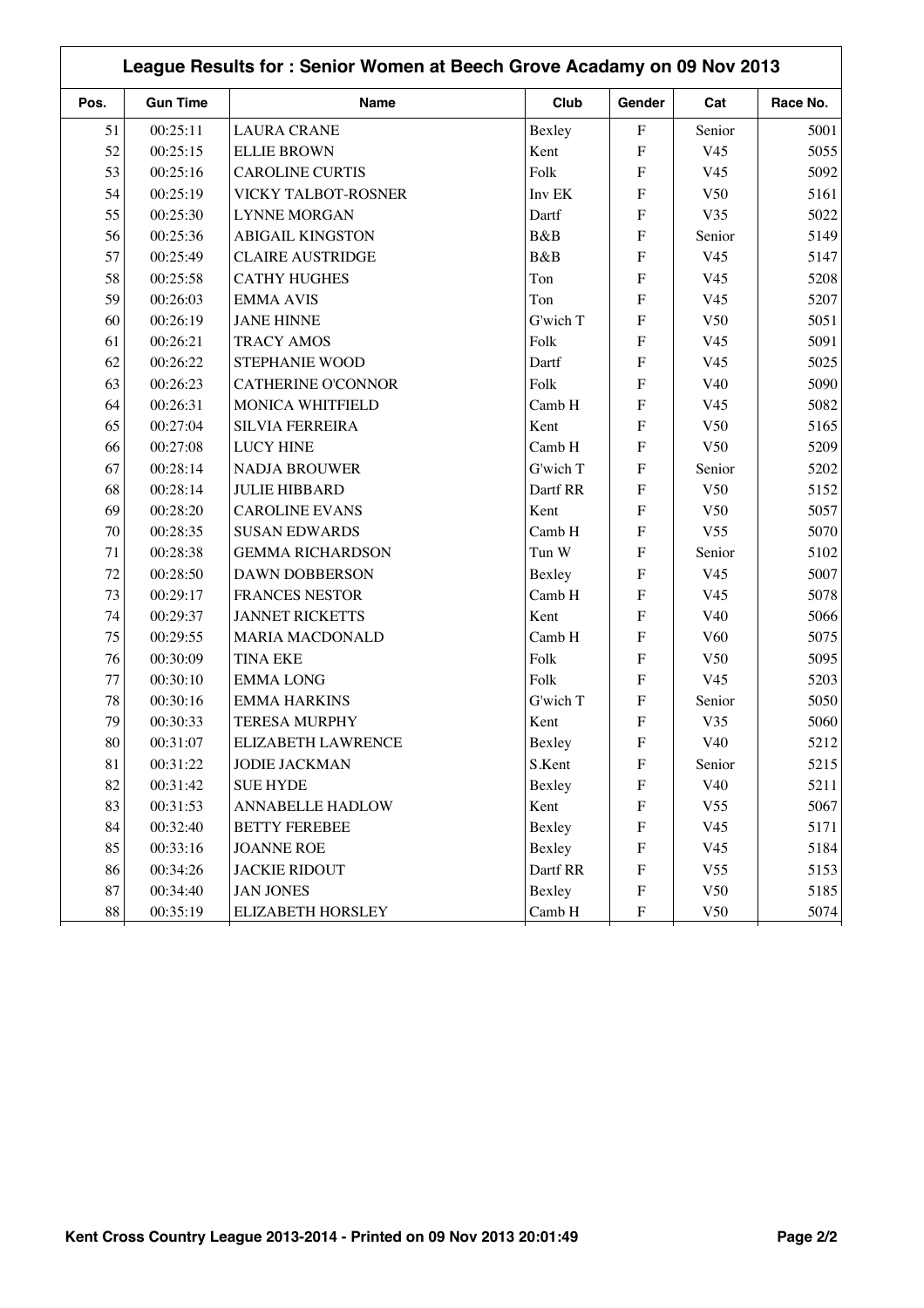## League Results for : Senior Women at Beech Grove Acadamy on 09 Nov 2013

| Pos. | Gun Time | Name | Club | Gender | Cat | Race No. |
|---|---|---|---|---|---|---|
| 51 | 00:25:11 | LAURA CRANE | Bexley | F | Senior | 5001 |
| 52 | 00:25:15 | ELLIE BROWN | Kent | F | V45 | 5055 |
| 53 | 00:25:16 | CAROLINE CURTIS | Folk | F | V45 | 5092 |
| 54 | 00:25:19 | VICKY TALBOT-ROSNER | Inv EK | F | V50 | 5161 |
| 55 | 00:25:30 | LYNNE MORGAN | Dartf | F | V35 | 5022 |
| 56 | 00:25:36 | ABIGAIL KINGSTON | B&B | F | Senior | 5149 |
| 57 | 00:25:49 | CLAIRE AUSTRIDGE | B&B | F | V45 | 5147 |
| 58 | 00:25:58 | CATHY HUGHES | Ton | F | V45 | 5208 |
| 59 | 00:26:03 | EMMA AVIS | Ton | F | V45 | 5207 |
| 60 | 00:26:19 | JANE HINNE | G'wich T | F | V50 | 5051 |
| 61 | 00:26:21 | TRACY AMOS | Folk | F | V45 | 5091 |
| 62 | 00:26:22 | STEPHANIE WOOD | Dartf | F | V45 | 5025 |
| 63 | 00:26:23 | CATHERINE O'CONNOR | Folk | F | V40 | 5090 |
| 64 | 00:26:31 | MONICA WHITFIELD | Camb H | F | V45 | 5082 |
| 65 | 00:27:04 | SILVIA FERREIRA | Kent | F | V50 | 5165 |
| 66 | 00:27:08 | LUCY HINE | Camb H | F | V50 | 5209 |
| 67 | 00:28:14 | NADJA BROUWER | G'wich T | F | Senior | 5202 |
| 68 | 00:28:14 | JULIE HIBBARD | Dartf RR | F | V50 | 5152 |
| 69 | 00:28:20 | CAROLINE EVANS | Kent | F | V50 | 5057 |
| 70 | 00:28:35 | SUSAN EDWARDS | Camb H | F | V55 | 5070 |
| 71 | 00:28:38 | GEMMA RICHARDSON | Tun W | F | Senior | 5102 |
| 72 | 00:28:50 | DAWN DOBBERSON | Bexley | F | V45 | 5007 |
| 73 | 00:29:17 | FRANCES NESTOR | Camb H | F | V45 | 5078 |
| 74 | 00:29:37 | JANNET RICKETTS | Kent | F | V40 | 5066 |
| 75 | 00:29:55 | MARIA MACDONALD | Camb H | F | V60 | 5075 |
| 76 | 00:30:09 | TINA EKE | Folk | F | V50 | 5095 |
| 77 | 00:30:10 | EMMA LONG | Folk | F | V45 | 5203 |
| 78 | 00:30:16 | EMMA HARKINS | G'wich T | F | Senior | 5050 |
| 79 | 00:30:33 | TERESA MURPHY | Kent | F | V35 | 5060 |
| 80 | 00:31:07 | ELIZABETH LAWRENCE | Bexley | F | V40 | 5212 |
| 81 | 00:31:22 | JODIE JACKMAN | S.Kent | F | Senior | 5215 |
| 82 | 00:31:42 | SUE HYDE | Bexley | F | V40 | 5211 |
| 83 | 00:31:53 | ANNABELLE HADLOW | Kent | F | V55 | 5067 |
| 84 | 00:32:40 | BETTY FEREBEE | Bexley | F | V45 | 5171 |
| 85 | 00:33:16 | JOANNE ROE | Bexley | F | V45 | 5184 |
| 86 | 00:34:26 | JACKIE RIDOUT | Dartf RR | F | V55 | 5153 |
| 87 | 00:34:40 | JAN JONES | Bexley | F | V50 | 5185 |
| 88 | 00:35:19 | ELIZABETH HORSLEY | Camb H | F | V50 | 5074 |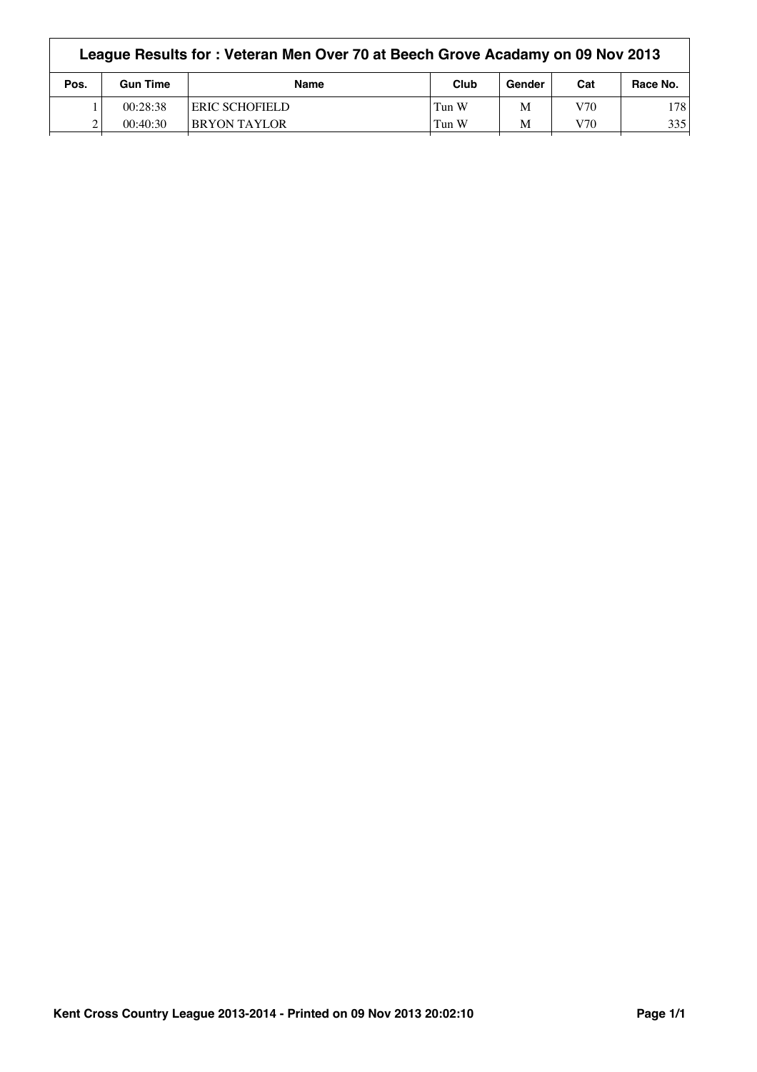## League Results for : Veteran Men Over 70 at Beech Grove Acadamy on 09 Nov 2013

| Pos. | Gun Time | Name | Club | Gender | Cat | Race No. |
|---|---|---|---|---|---|---|
| 1 | 00:28:38 | ERIC SCHOFIELD | Tun W | M | V70 | 178 |
| 2 | 00:40:30 | BRYON TAYLOR | Tun W | M | V70 | 335 |

Kent Cross Country League 2013-2014 - Printed on 09 Nov 2013 20:02:10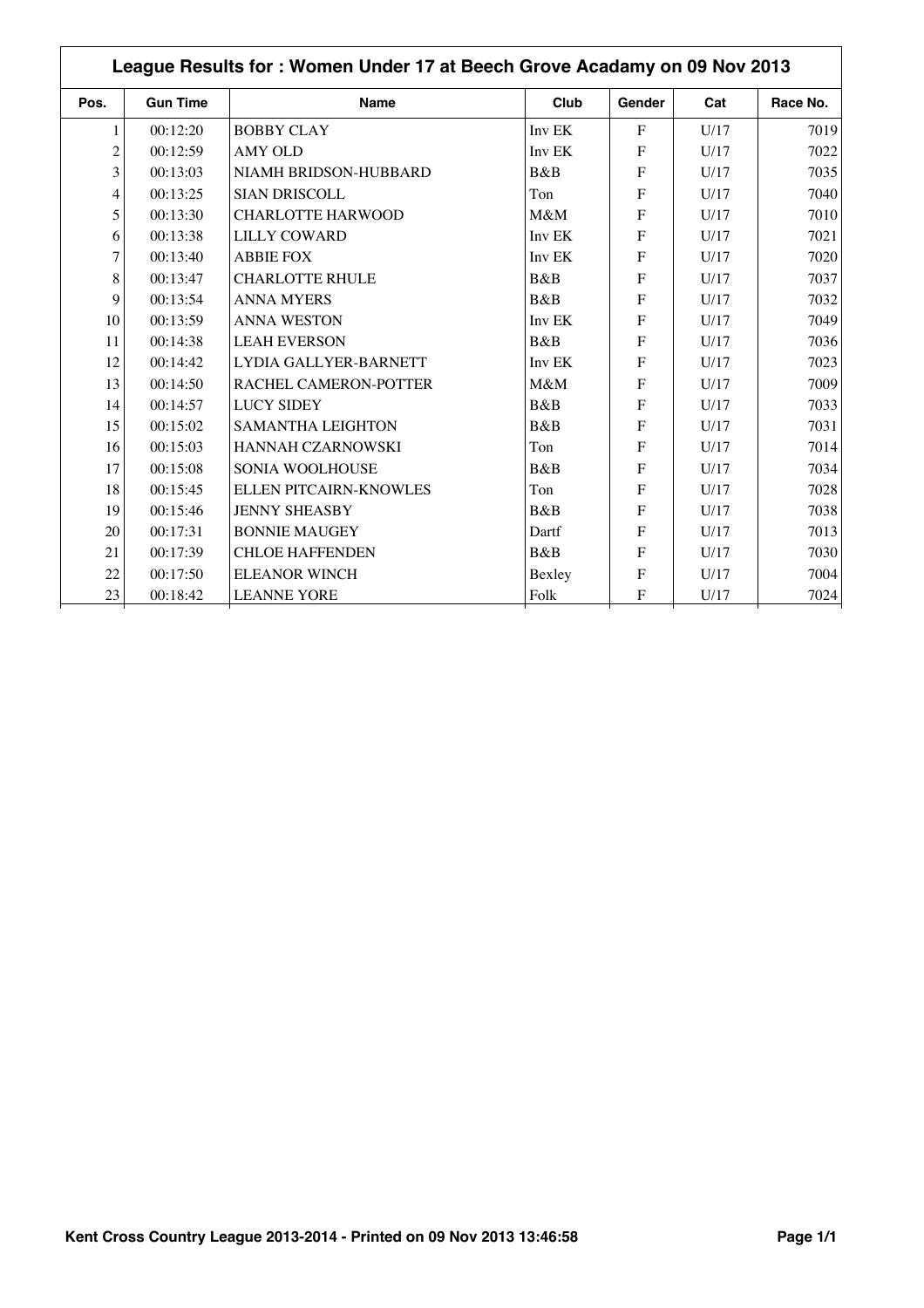## League Results for : Women Under 17 at Beech Grove Acadamy on 09 Nov 2013

| Pos. | Gun Time | Name | Club | Gender | Cat | Race No. |
|---|---|---|---|---|---|---|
| 1 | 00:12:20 | BOBBY CLAY | Inv EK | F | U/17 | 7019 |
| 2 | 00:12:59 | AMY OLD | Inv EK | F | U/17 | 7022 |
| 3 | 00:13:03 | NIAMH BRIDSON-HUBBARD | B&B | F | U/17 | 7035 |
| 4 | 00:13:25 | SIAN DRISCOLL | Ton | F | U/17 | 7040 |
| 5 | 00:13:30 | CHARLOTTE HARWOOD | M&M | F | U/17 | 7010 |
| 6 | 00:13:38 | LILLY COWARD | Inv EK | F | U/17 | 7021 |
| 7 | 00:13:40 | ABBIE FOX | Inv EK | F | U/17 | 7020 |
| 8 | 00:13:47 | CHARLOTTE RHULE | B&B | F | U/17 | 7037 |
| 9 | 00:13:54 | ANNA MYERS | B&B | F | U/17 | 7032 |
| 10 | 00:13:59 | ANNA WESTON | Inv EK | F | U/17 | 7049 |
| 11 | 00:14:38 | LEAH EVERSON | B&B | F | U/17 | 7036 |
| 12 | 00:14:42 | LYDIA GALLYER-BARNETT | Inv EK | F | U/17 | 7023 |
| 13 | 00:14:50 | RACHEL CAMERON-POTTER | M&M | F | U/17 | 7009 |
| 14 | 00:14:57 | LUCY SIDEY | B&B | F | U/17 | 7033 |
| 15 | 00:15:02 | SAMANTHA LEIGHTON | B&B | F | U/17 | 7031 |
| 16 | 00:15:03 | HANNAH CZARNOWSKI | Ton | F | U/17 | 7014 |
| 17 | 00:15:08 | SONIA WOOLHOUSE | B&B | F | U/17 | 7034 |
| 18 | 00:15:45 | ELLEN PITCAIRN-KNOWLES | Ton | F | U/17 | 7028 |
| 19 | 00:15:46 | JENNY SHEASBY | B&B | F | U/17 | 7038 |
| 20 | 00:17:31 | BONNIE MAUGEY | Dartf | F | U/17 | 7013 |
| 21 | 00:17:39 | CHLOE HAFFENDEN | B&B | F | U/17 | 7030 |
| 22 | 00:17:50 | ELEANOR WINCH | Bexley | F | U/17 | 7004 |
| 23 | 00:18:42 | LEANNE YORE | Folk | F | U/17 | 7024 |

**Kent Cross Country League 2013-2014 - Printed on 09 Nov 2013 13:46:58**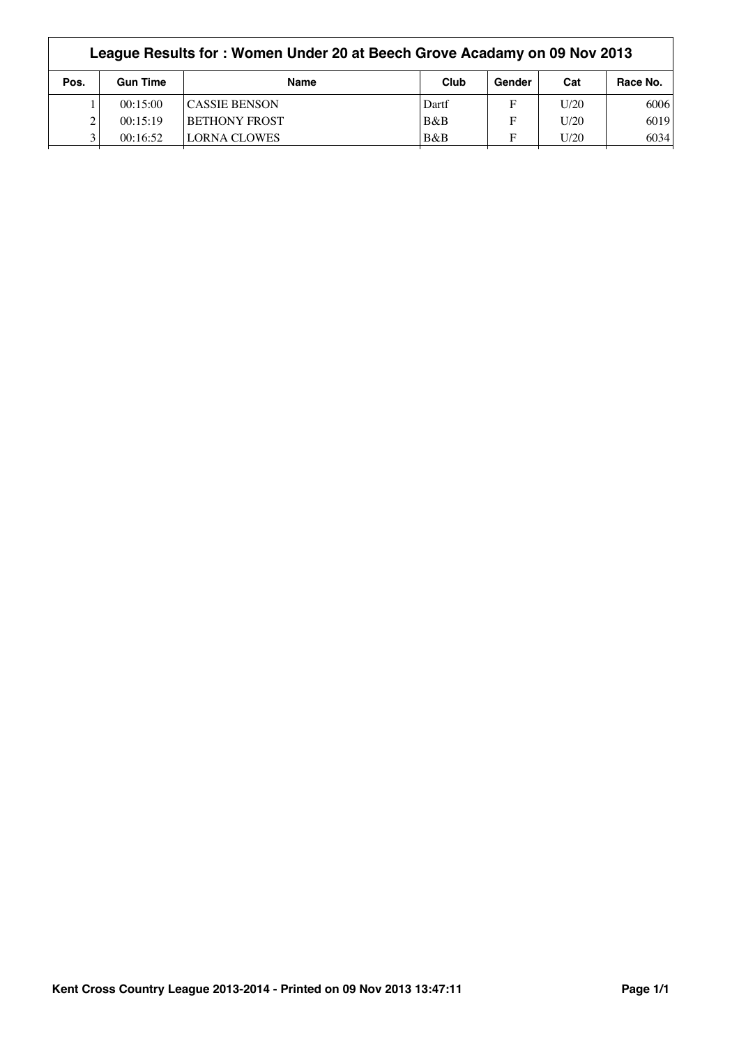## League Results for : Women Under 20 at Beech Grove Acadamy on 09 Nov 2013

| Pos. | Gun Time | Name | Club | Gender | Cat | Race No. |
|---|---|---|---|---|---|---|
| 1 | 00:15:00 | CASSIE BENSON | Dartf | F | U/20 | 6006 |
| 2 | 00:15:19 | BETHONY FROST | B&B | F | U/20 | 6019 |
| 3 | 00:16:52 | LORNA CLOWES | B&B | F | U/20 | 6034 |

**Kent Cross Country League 2013-2014 - Printed on 09 Nov 2013 13:47:11**